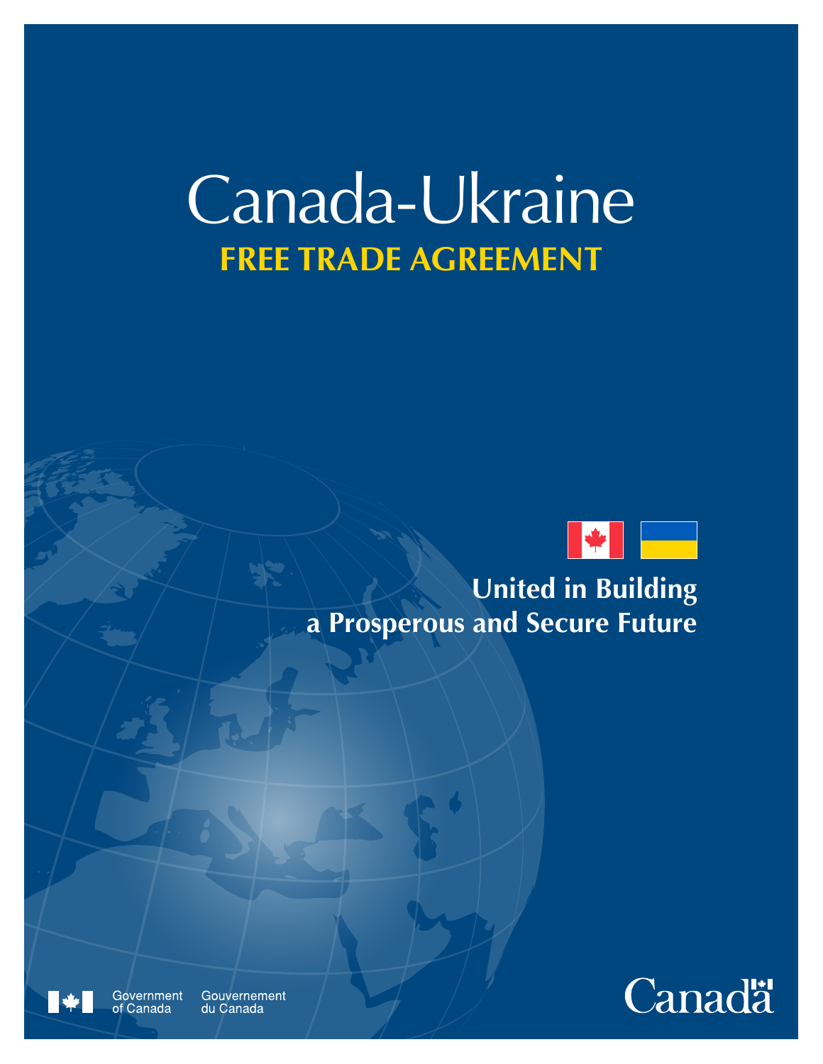# Canada-Ukraine

## FREE TRADE AGREEMENT

**United in Building a Prosperous and Secure Future**

Government of Canada Gouvernement du Canada

Canada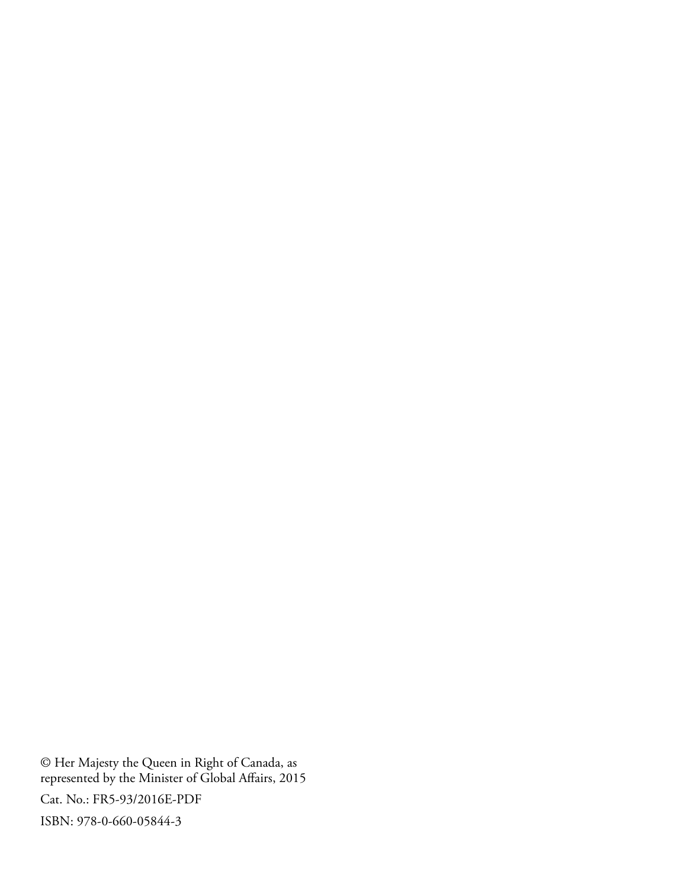© Her Majesty the Queen in Right of Canada, as represented by the Minister of Global Affairs, 2015

Cat. No.: FR5-93/2016E-PDF

ISBN: 978-0-660-05844-3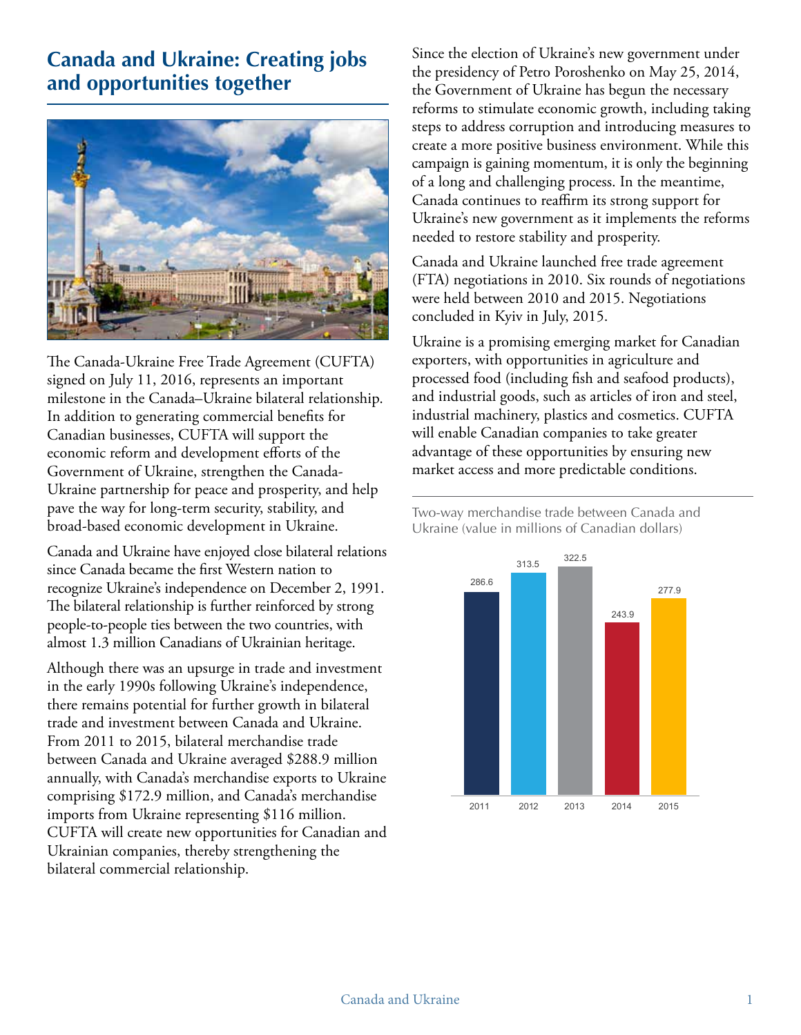## Canada and Ukraine: Creating jobs and opportunities together

The Canada-Ukraine Free Trade Agreement (CUFTA) signed on July 11, 2016, represents an important milestone in the Canada–Ukraine bilateral relationship. In addition to generating commercial benefits for Canadian businesses, CUFTA will support the economic reform and development efforts of the Government of Ukraine, strengthen the Canada-Ukraine partnership for peace and prosperity, and help pave the way for long-term security, stability, and broad-based economic development in Ukraine.

Canada and Ukraine have enjoyed close bilateral relations since Canada became the first Western nation to recognize Ukraine's independence on December 2, 1991. The bilateral relationship is further reinforced by strong people-to-people ties between the two countries, with almost 1.3 million Canadians of Ukrainian heritage.

Although there was an upsurge in trade and investment in the early 1990s following Ukraine's independence, there remains potential for further growth in bilateral trade and investment between Canada and Ukraine. From 2011 to 2015, bilateral merchandise trade between Canada and Ukraine averaged $288.9 million annually, with Canada's merchandise exports to Ukraine comprising $172.9 million, and Canada's merchandise imports from Ukraine representing $116 million. CUFTA will create new opportunities for Canadian and Ukrainian companies, thereby strengthening the bilateral commercial relationship.

Since the election of Ukraine's new government under the presidency of Petro Poroshenko on May 25, 2014, the Government of Ukraine has begun the necessary reforms to stimulate economic growth, including taking steps to address corruption and introducing measures to create a more positive business environment. While this campaign is gaining momentum, it is only the beginning of a long and challenging process. In the meantime, Canada continues to reaffirm its strong support for Ukraine's new government as it implements the reforms needed to restore stability and prosperity.

Canada and Ukraine launched free trade agreement (FTA) negotiations in 2010. Six rounds of negotiations were held between 2010 and 2015. Negotiations concluded in Kyiv in July, 2015.

Ukraine is a promising emerging market for Canadian exporters, with opportunities in agriculture and processed food (including fish and seafood products), and industrial goods, such as articles of iron and steel, industrial machinery, plastics and cosmetics. CUFTA will enable Canadian companies to take greater advantage of these opportunities by ensuring new market access and more predictable conditions.

Two-way merchandise trade between Canada and Ukraine (value in millions of Canadian dollars)

| Year | Value |
|---|---|
| 2011 | 286.6 |
| 2012 | 313.5 |
| 2013 | 322.5 |
| 2014 | 243.9 |
| 2015 | 277.9 |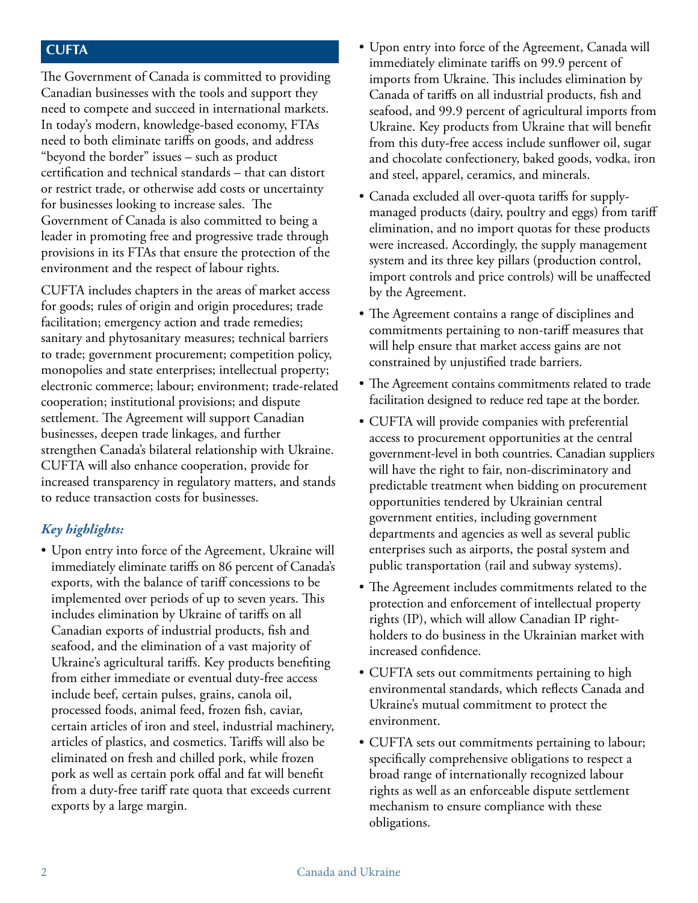## CUFTA

The Government of Canada is committed to providing Canadian businesses with the tools and support they need to compete and succeed in international markets. In today's modern, knowledge-based economy, FTAs need to both eliminate tariffs on goods, and address "beyond the border" issues – such as product certification and technical standards – that can distort or restrict trade, or otherwise add costs or uncertainty for businesses looking to increase sales. The Government of Canada is also committed to being a leader in promoting free and progressive trade through provisions in its FTAs that ensure the protection of the environment and the respect of labour rights.

CUFTA includes chapters in the areas of market access for goods; rules of origin and origin procedures; trade facilitation; emergency action and trade remedies; sanitary and phytosanitary measures; technical barriers to trade; government procurement; competition policy, monopolies and state enterprises; intellectual property; electronic commerce; labour; environment; trade-related cooperation; institutional provisions; and dispute settlement. The Agreement will support Canadian businesses, deepen trade linkages, and further strengthen Canada's bilateral relationship with Ukraine. CUFTA will also enhance cooperation, provide for increased transparency in regulatory matters, and stands to reduce transaction costs for businesses.

### *Key highlights:*

- Upon entry into force of the Agreement, Ukraine will immediately eliminate tariffs on 86 percent of Canada's exports, with the balance of tariff concessions to be implemented over periods of up to seven years. This includes elimination by Ukraine of tariffs on all Canadian exports of industrial products, fish and seafood, and the elimination of a vast majority of Ukraine's agricultural tariffs. Key products benefiting from either immediate or eventual duty-free access include beef, certain pulses, grains, canola oil, processed foods, animal feed, frozen fish, caviar, certain articles of iron and steel, industrial machinery, articles of plastics, and cosmetics. Tariffs will also be eliminated on fresh and chilled pork, while frozen pork as well as certain pork offal and fat will benefit from a duty-free tariff rate quota that exceeds current exports by a large margin.
- Upon entry into force of the Agreement, Canada will immediately eliminate tariffs on 99.9 percent of imports from Ukraine. This includes elimination by Canada of tariffs on all industrial products, fish and seafood, and 99.9 percent of agricultural imports from Ukraine. Key products from Ukraine that will benefit from this duty-free access include sunflower oil, sugar and chocolate confectionery, baked goods, vodka, iron and steel, apparel, ceramics, and minerals.
- Canada excluded all over-quota tariffs for supply-managed products (dairy, poultry and eggs) from tariff elimination, and no import quotas for these products were increased. Accordingly, the supply management system and its three key pillars (production control, import controls and price controls) will be unaffected by the Agreement.
- The Agreement contains a range of disciplines and commitments pertaining to non-tariff measures that will help ensure that market access gains are not constrained by unjustified trade barriers.
- The Agreement contains commitments related to trade facilitation designed to reduce red tape at the border.
- CUFTA will provide companies with preferential access to procurement opportunities at the central government-level in both countries. Canadian suppliers will have the right to fair, non-discriminatory and predictable treatment when bidding on procurement opportunities tendered by Ukrainian central government entities, including government departments and agencies as well as several public enterprises such as airports, the postal system and public transportation (rail and subway systems).
- The Agreement includes commitments related to the protection and enforcement of intellectual property rights (IP), which will allow Canadian IP right-holders to do business in the Ukrainian market with increased confidence.
- CUFTA sets out commitments pertaining to high environmental standards, which reflects Canada and Ukraine's mutual commitment to protect the environment.
- CUFTA sets out commitments pertaining to labour; specifically comprehensive obligations to respect a broad range of internationally recognized labour rights as well as an enforceable dispute settlement mechanism to ensure compliance with these obligations.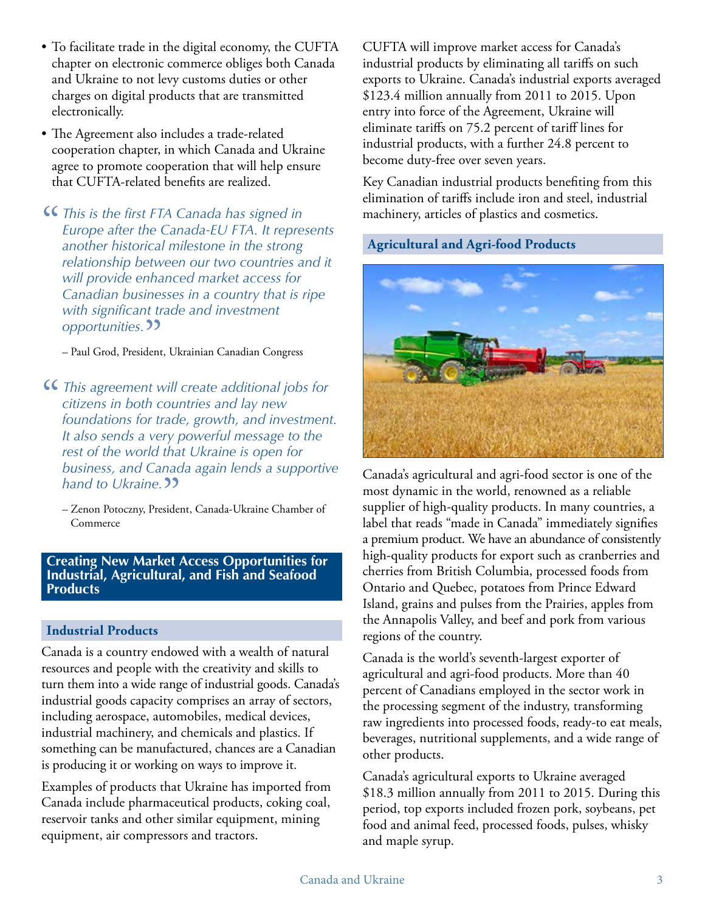- To facilitate trade in the digital economy, the CUFTA chapter on electronic commerce obliges both Canada and Ukraine to not levy customs duties or other charges on digital products that are transmitted electronically.
- The Agreement also includes a trade-related cooperation chapter, in which Canada and Ukraine agree to promote cooperation that will help ensure that CUFTA-related benefits are realized.

> *"This is the first FTA Canada has signed in Europe after the Canada-EU FTA. It represents another historical milestone in the strong relationship between our two countries and it will provide enhanced market access for Canadian businesses in a country that is ripe with significant trade and investment opportunities."*
>
> – Paul Grod, President, Ukrainian Canadian Congress

> *"This agreement will create additional jobs for citizens in both countries and lay new foundations for trade, growth, and investment. It also sends a very powerful message to the rest of the world that Ukraine is open for business, and Canada again lends a supportive hand to Ukraine."*
>
> – Zenon Potoczny, President, Canada-Ukraine Chamber of Commerce

## Creating New Market Access Opportunities for Industrial, Agricultural, and Fish and Seafood Products

### Industrial Products

Canada is a country endowed with a wealth of natural resources and people with the creativity and skills to turn them into a wide range of industrial goods. Canada's industrial goods capacity comprises an array of sectors, including aerospace, automobiles, medical devices, industrial machinery, and chemicals and plastics. If something can be manufactured, chances are a Canadian is producing it or working on ways to improve it.

Examples of products that Ukraine has imported from Canada include pharmaceutical products, coking coal, reservoir tanks and other similar equipment, mining equipment, air compressors and tractors.

CUFTA will improve market access for Canada's industrial products by eliminating all tariffs on such exports to Ukraine. Canada's industrial exports averaged $123.4 million annually from 2011 to 2015. Upon entry into force of the Agreement, Ukraine will eliminate tariffs on 75.2 percent of tariff lines for industrial products, with a further 24.8 percent to become duty-free over seven years.

Key Canadian industrial products benefiting from this elimination of tariffs include iron and steel, industrial machinery, articles of plastics and cosmetics.

### Agricultural and Agri-food Products

Canada's agricultural and agri-food sector is one of the most dynamic in the world, renowned as a reliable supplier of high-quality products. In many countries, a label that reads "made in Canada" immediately signifies a premium product. We have an abundance of consistently high-quality products for export such as cranberries and cherries from British Columbia, processed foods from Ontario and Quebec, potatoes from Prince Edward Island, grains and pulses from the Prairies, apples from the Annapolis Valley, and beef and pork from various regions of the country.

Canada is the world's seventh-largest exporter of agricultural and agri-food products. More than 40 percent of Canadians employed in the sector work in the processing segment of the industry, transforming raw ingredients into processed foods, ready-to eat meals, beverages, nutritional supplements, and a wide range of other products.

Canada's agricultural exports to Ukraine averaged $18.3 million annually from 2011 to 2015. During this period, top exports included frozen pork, soybeans, pet food and animal feed, processed foods, pulses, whisky and maple syrup.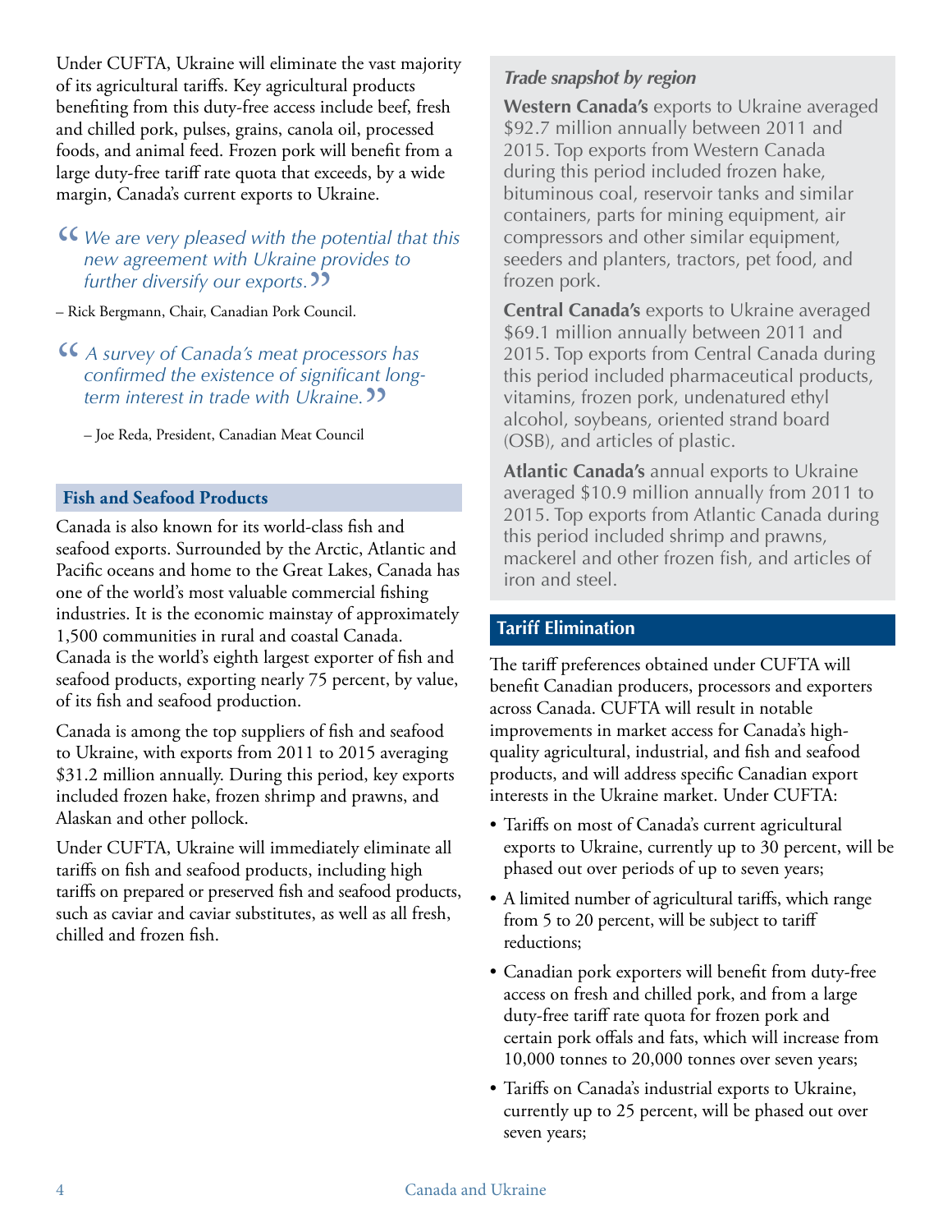Under CUFTA, Ukraine will eliminate the vast majority of its agricultural tariffs. Key agricultural products benefiting from this duty-free access include beef, fresh and chilled pork, pulses, grains, canola oil, processed foods, and animal feed. Frozen pork will benefit from a large duty-free tariff rate quota that exceeds, by a wide margin, Canada's current exports to Ukraine.

> *"We are very pleased with the potential that this new agreement with Ukraine provides to further diversify our exports."*

– Rick Bergmann, Chair, Canadian Pork Council.

> *"A survey of Canada's meat processors has confirmed the existence of significant long-term interest in trade with Ukraine."*

– Joe Reda, President, Canadian Meat Council

### Fish and Seafood Products

Canada is also known for its world-class fish and seafood exports. Surrounded by the Arctic, Atlantic and Pacific oceans and home to the Great Lakes, Canada has one of the world's most valuable commercial fishing industries. It is the economic mainstay of approximately 1,500 communities in rural and coastal Canada. Canada is the world's eighth largest exporter of fish and seafood products, exporting nearly 75 percent, by value, of its fish and seafood production.

Canada is among the top suppliers of fish and seafood to Ukraine, with exports from 2011 to 2015 averaging $31.2 million annually. During this period, key exports included frozen hake, frozen shrimp and prawns, and Alaskan and other pollock.

Under CUFTA, Ukraine will immediately eliminate all tariffs on fish and seafood products, including high tariffs on prepared or preserved fish and seafood products, such as caviar and caviar substitutes, as well as all fresh, chilled and frozen fish.

### *Trade snapshot by region*

**Western Canada's** exports to Ukraine averaged $92.7 million annually between 2011 and 2015. Top exports from Western Canada during this period included frozen hake, bituminous coal, reservoir tanks and similar containers, parts for mining equipment, air compressors and other similar equipment, seeders and planters, tractors, pet food, and frozen pork.

**Central Canada's** exports to Ukraine averaged $69.1 million annually between 2011 and 2015. Top exports from Central Canada during this period included pharmaceutical products, vitamins, frozen pork, undenatured ethyl alcohol, soybeans, oriented strand board (OSB), and articles of plastic.

**Atlantic Canada's** annual exports to Ukraine averaged $10.9 million annually from 2011 to 2015. Top exports from Atlantic Canada during this period included shrimp and prawns, mackerel and other frozen fish, and articles of iron and steel.

## Tariff Elimination

The tariff preferences obtained under CUFTA will benefit Canadian producers, processors and exporters across Canada. CUFTA will result in notable improvements in market access for Canada's high-quality agricultural, industrial, and fish and seafood products, and will address specific Canadian export interests in the Ukraine market. Under CUFTA:

- Tariffs on most of Canada's current agricultural exports to Ukraine, currently up to 30 percent, will be phased out over periods of up to seven years;
- A limited number of agricultural tariffs, which range from 5 to 20 percent, will be subject to tariff reductions;
- Canadian pork exporters will benefit from duty-free access on fresh and chilled pork, and from a large duty-free tariff rate quota for frozen pork and certain pork offals and fats, which will increase from 10,000 tonnes to 20,000 tonnes over seven years;
- Tariffs on Canada's industrial exports to Ukraine, currently up to 25 percent, will be phased out over seven years;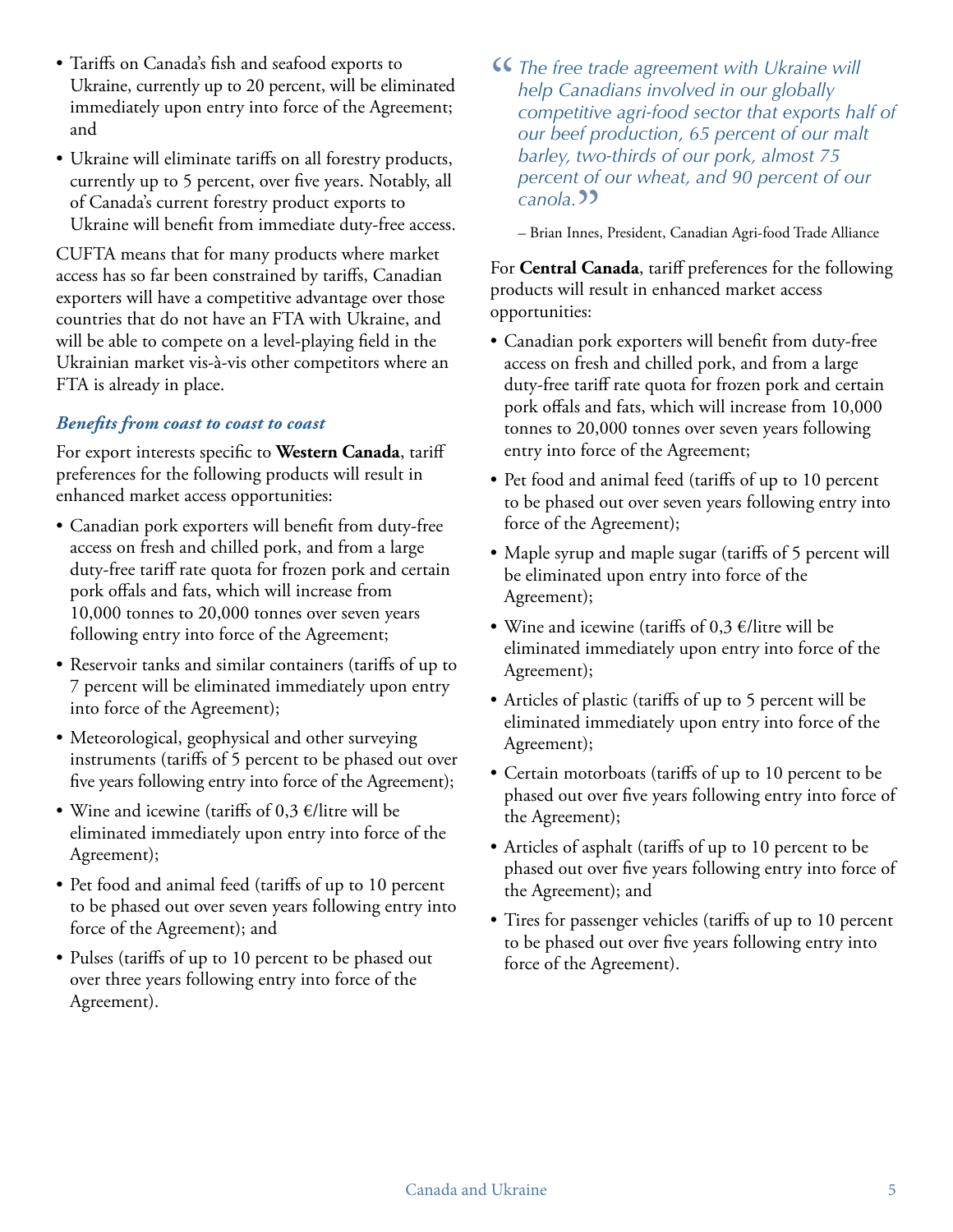- Tariffs on Canada's fish and seafood exports to Ukraine, currently up to 20 percent, will be eliminated immediately upon entry into force of the Agreement; and
- Ukraine will eliminate tariffs on all forestry products, currently up to 5 percent, over five years. Notably, all of Canada's current forestry product exports to Ukraine will benefit from immediate duty-free access.

CUFTA means that for many products where market access has so far been constrained by tariffs, Canadian exporters will have a competitive advantage over those countries that do not have an FTA with Ukraine, and will be able to compete on a level-playing field in the Ukrainian market vis-à-vis other competitors where an FTA is already in place.

### *Benefits from coast to coast to coast*

For export interests specific to **Western Canada**, tariff preferences for the following products will result in enhanced market access opportunities:

- Canadian pork exporters will benefit from duty-free access on fresh and chilled pork, and from a large duty-free tariff rate quota for frozen pork and certain pork offals and fats, which will increase from 10,000 tonnes to 20,000 tonnes over seven years following entry into force of the Agreement;
- Reservoir tanks and similar containers (tariffs of up to 7 percent will be eliminated immediately upon entry into force of the Agreement);
- Meteorological, geophysical and other surveying instruments (tariffs of 5 percent to be phased out over five years following entry into force of the Agreement);
- Wine and icewine (tariffs of 0,3 €/litre will be eliminated immediately upon entry into force of the Agreement);
- Pet food and animal feed (tariffs of up to 10 percent to be phased out over seven years following entry into force of the Agreement); and
- Pulses (tariffs of up to 10 percent to be phased out over three years following entry into force of the Agreement).

> *"The free trade agreement with Ukraine will help Canadians involved in our globally competitive agri-food sector that exports half of our beef production, 65 percent of our malt barley, two-thirds of our pork, almost 75 percent of our wheat, and 90 percent of our canola."*
>
> – Brian Innes, President, Canadian Agri-food Trade Alliance

For **Central Canada**, tariff preferences for the following products will result in enhanced market access opportunities:

- Canadian pork exporters will benefit from duty-free access on fresh and chilled pork, and from a large duty-free tariff rate quota for frozen pork and certain pork offals and fats, which will increase from 10,000 tonnes to 20,000 tonnes over seven years following entry into force of the Agreement;
- Pet food and animal feed (tariffs of up to 10 percent to be phased out over seven years following entry into force of the Agreement);
- Maple syrup and maple sugar (tariffs of 5 percent will be eliminated upon entry into force of the Agreement);
- Wine and icewine (tariffs of 0,3 €/litre will be eliminated immediately upon entry into force of the Agreement);
- Articles of plastic (tariffs of up to 5 percent will be eliminated immediately upon entry into force of the Agreement);
- Certain motorboats (tariffs of up to 10 percent to be phased out over five years following entry into force of the Agreement);
- Articles of asphalt (tariffs of up to 10 percent to be phased out over five years following entry into force of the Agreement); and
- Tires for passenger vehicles (tariffs of up to 10 percent to be phased out over five years following entry into force of the Agreement).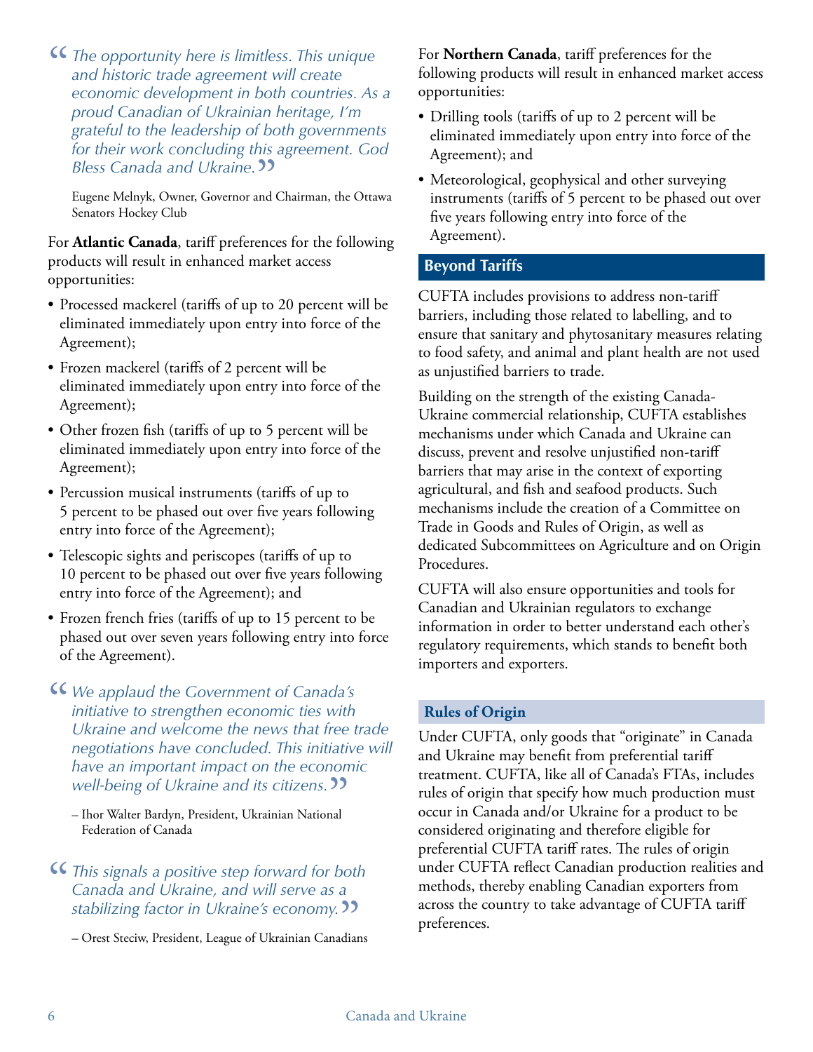> *The opportunity here is limitless. This unique and historic trade agreement will create economic development in both countries. As a proud Canadian of Ukrainian heritage, I'm grateful to the leadership of both governments for their work concluding this agreement. God Bless Canada and Ukraine.*
>
> Eugene Melnyk, Owner, Governor and Chairman, the Ottawa Senators Hockey Club

For **Atlantic Canada**, tariff preferences for the following products will result in enhanced market access opportunities:

- Processed mackerel (tariffs of up to 20 percent will be eliminated immediately upon entry into force of the Agreement);
- Frozen mackerel (tariffs of 2 percent will be eliminated immediately upon entry into force of the Agreement);
- Other frozen fish (tariffs of up to 5 percent will be eliminated immediately upon entry into force of the Agreement);
- Percussion musical instruments (tariffs of up to 5 percent to be phased out over five years following entry into force of the Agreement);
- Telescopic sights and periscopes (tariffs of up to 10 percent to be phased out over five years following entry into force of the Agreement); and
- Frozen french fries (tariffs of up to 15 percent to be phased out over seven years following entry into force of the Agreement).

> *We applaud the Government of Canada's initiative to strengthen economic ties with Ukraine and welcome the news that free trade negotiations have concluded. This initiative will have an important impact on the economic well-being of Ukraine and its citizens.*
>
> – Ihor Walter Bardyn, President, Ukrainian National Federation of Canada

> *This signals a positive step forward for both Canada and Ukraine, and will serve as a stabilizing factor in Ukraine's economy.*
>
> – Orest Steciw, President, League of Ukrainian Canadians

For **Northern Canada**, tariff preferences for the following products will result in enhanced market access opportunities:

- Drilling tools (tariffs of up to 2 percent will be eliminated immediately upon entry into force of the Agreement); and
- Meteorological, geophysical and other surveying instruments (tariffs of 5 percent to be phased out over five years following entry into force of the Agreement).

## Beyond Tariffs

CUFTA includes provisions to address non-tariff barriers, including those related to labelling, and to ensure that sanitary and phytosanitary measures relating to food safety, and animal and plant health are not used as unjustified barriers to trade.

Building on the strength of the existing Canada-Ukraine commercial relationship, CUFTA establishes mechanisms under which Canada and Ukraine can discuss, prevent and resolve unjustified non-tariff barriers that may arise in the context of exporting agricultural, and fish and seafood products. Such mechanisms include the creation of a Committee on Trade in Goods and Rules of Origin, as well as dedicated Subcommittees on Agriculture and on Origin Procedures.

CUFTA will also ensure opportunities and tools for Canadian and Ukrainian regulators to exchange information in order to better understand each other's regulatory requirements, which stands to benefit both importers and exporters.

### Rules of Origin

Under CUFTA, only goods that "originate" in Canada and Ukraine may benefit from preferential tariff treatment. CUFTA, like all of Canada's FTAs, includes rules of origin that specify how much production must occur in Canada and/or Ukraine for a product to be considered originating and therefore eligible for preferential CUFTA tariff rates. The rules of origin under CUFTA reflect Canadian production realities and methods, thereby enabling Canadian exporters from across the country to take advantage of CUFTA tariff preferences.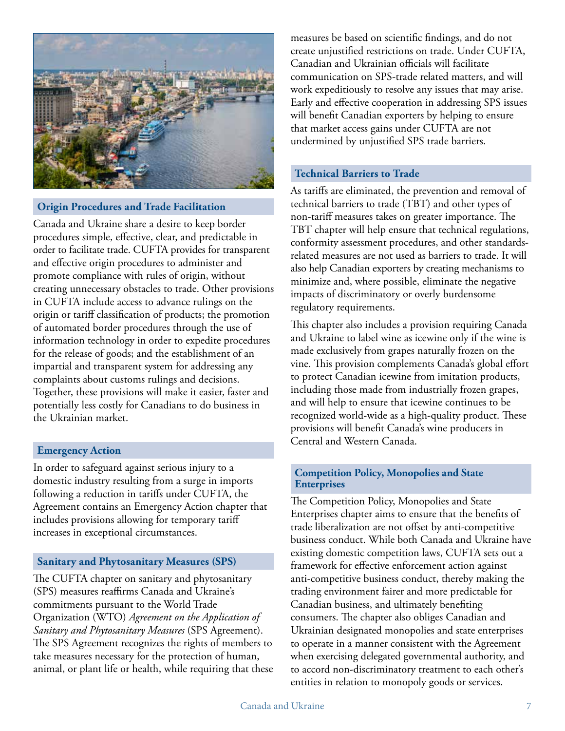## Origin Procedures and Trade Facilitation

Canada and Ukraine share a desire to keep border procedures simple, effective, clear, and predictable in order to facilitate trade. CUFTA provides for transparent and effective origin procedures to administer and promote compliance with rules of origin, without creating unnecessary obstacles to trade. Other provisions in CUFTA include access to advance rulings on the origin or tariff classification of products; the promotion of automated border procedures through the use of information technology in order to expedite procedures for the release of goods; and the establishment of an impartial and transparent system for addressing any complaints about customs rulings and decisions. Together, these provisions will make it easier, faster and potentially less costly for Canadians to do business in the Ukrainian market.

## Emergency Action

In order to safeguard against serious injury to a domestic industry resulting from a surge in imports following a reduction in tariffs under CUFTA, the Agreement contains an Emergency Action chapter that includes provisions allowing for temporary tariff increases in exceptional circumstances.

## Sanitary and Phytosanitary Measures (SPS)

The CUFTA chapter on sanitary and phytosanitary (SPS) measures reaffirms Canada and Ukraine's commitments pursuant to the World Trade Organization (WTO) *Agreement on the Application of Sanitary and Phytosanitary Measures* (SPS Agreement). The SPS Agreement recognizes the rights of members to take measures necessary for the protection of human, animal, or plant life or health, while requiring that these measures be based on scientific findings, and do not create unjustified restrictions on trade. Under CUFTA, Canadian and Ukrainian officials will facilitate communication on SPS-trade related matters, and will work expeditiously to resolve any issues that may arise. Early and effective cooperation in addressing SPS issues will benefit Canadian exporters by helping to ensure that market access gains under CUFTA are not undermined by unjustified SPS trade barriers.

## Technical Barriers to Trade

As tariffs are eliminated, the prevention and removal of technical barriers to trade (TBT) and other types of non-tariff measures takes on greater importance. The TBT chapter will help ensure that technical regulations, conformity assessment procedures, and other standards-related measures are not used as barriers to trade. It will also help Canadian exporters by creating mechanisms to minimize and, where possible, eliminate the negative impacts of discriminatory or overly burdensome regulatory requirements.

This chapter also includes a provision requiring Canada and Ukraine to label wine as icewine only if the wine is made exclusively from grapes naturally frozen on the vine. This provision complements Canada's global effort to protect Canadian icewine from imitation products, including those made from industrially frozen grapes, and will help to ensure that icewine continues to be recognized world-wide as a high-quality product. These provisions will benefit Canada's wine producers in Central and Western Canada.

## Competition Policy, Monopolies and State Enterprises

The Competition Policy, Monopolies and State Enterprises chapter aims to ensure that the benefits of trade liberalization are not offset by anti-competitive business conduct. While both Canada and Ukraine have existing domestic competition laws, CUFTA sets out a framework for effective enforcement action against anti-competitive business conduct, thereby making the trading environment fairer and more predictable for Canadian business, and ultimately benefiting consumers. The chapter also obliges Canadian and Ukrainian designated monopolies and state enterprises to operate in a manner consistent with the Agreement when exercising delegated governmental authority, and to accord non-discriminatory treatment to each other's entities in relation to monopoly goods or services.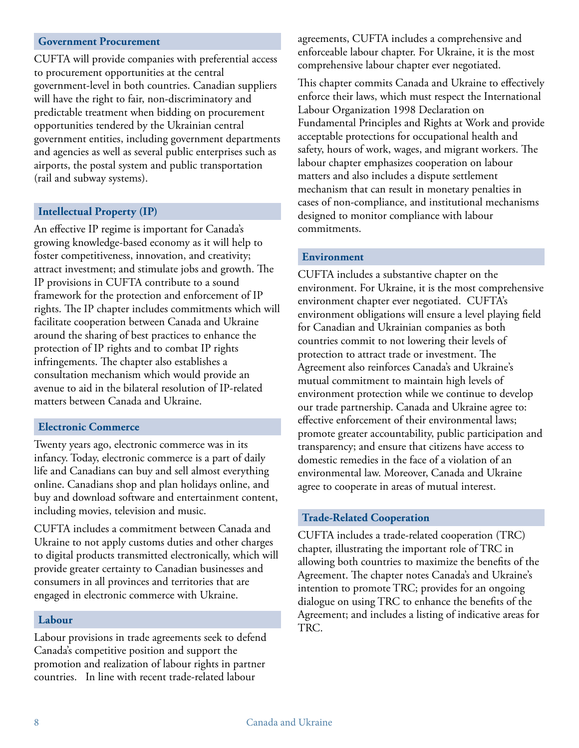## Government Procurement

CUFTA will provide companies with preferential access to procurement opportunities at the central government-level in both countries. Canadian suppliers will have the right to fair, non-discriminatory and predictable treatment when bidding on procurement opportunities tendered by the Ukrainian central government entities, including government departments and agencies as well as several public enterprises such as airports, the postal system and public transportation (rail and subway systems).

## Intellectual Property (IP)

An effective IP regime is important for Canada's growing knowledge-based economy as it will help to foster competitiveness, innovation, and creativity; attract investment; and stimulate jobs and growth. The IP provisions in CUFTA contribute to a sound framework for the protection and enforcement of IP rights. The IP chapter includes commitments which will facilitate cooperation between Canada and Ukraine around the sharing of best practices to enhance the protection of IP rights and to combat IP rights infringements. The chapter also establishes a consultation mechanism which would provide an avenue to aid in the bilateral resolution of IP-related matters between Canada and Ukraine.

## Electronic Commerce

Twenty years ago, electronic commerce was in its infancy. Today, electronic commerce is a part of daily life and Canadians can buy and sell almost everything online. Canadians shop and plan holidays online, and buy and download software and entertainment content, including movies, television and music.

CUFTA includes a commitment between Canada and Ukraine to not apply customs duties and other charges to digital products transmitted electronically, which will provide greater certainty to Canadian businesses and consumers in all provinces and territories that are engaged in electronic commerce with Ukraine.

## Labour

Labour provisions in trade agreements seek to defend Canada's competitive position and support the promotion and realization of labour rights in partner countries. In line with recent trade-related labour agreements, CUFTA includes a comprehensive and enforceable labour chapter. For Ukraine, it is the most comprehensive labour chapter ever negotiated.

This chapter commits Canada and Ukraine to effectively enforce their laws, which must respect the International Labour Organization 1998 Declaration on Fundamental Principles and Rights at Work and provide acceptable protections for occupational health and safety, hours of work, wages, and migrant workers. The labour chapter emphasizes cooperation on labour matters and also includes a dispute settlement mechanism that can result in monetary penalties in cases of non-compliance, and institutional mechanisms designed to monitor compliance with labour commitments.

## Environment

CUFTA includes a substantive chapter on the environment. For Ukraine, it is the most comprehensive environment chapter ever negotiated. CUFTA's environment obligations will ensure a level playing field for Canadian and Ukrainian companies as both countries commit to not lowering their levels of protection to attract trade or investment. The Agreement also reinforces Canada's and Ukraine's mutual commitment to maintain high levels of environment protection while we continue to develop our trade partnership. Canada and Ukraine agree to: effective enforcement of their environmental laws; promote greater accountability, public participation and transparency; and ensure that citizens have access to domestic remedies in the face of a violation of an environmental law. Moreover, Canada and Ukraine agree to cooperate in areas of mutual interest.

## Trade-Related Cooperation

CUFTA includes a trade-related cooperation (TRC) chapter, illustrating the important role of TRC in allowing both countries to maximize the benefits of the Agreement. The chapter notes Canada's and Ukraine's intention to promote TRC; provides for an ongoing dialogue on using TRC to enhance the benefits of the Agreement; and includes a listing of indicative areas for TRC.